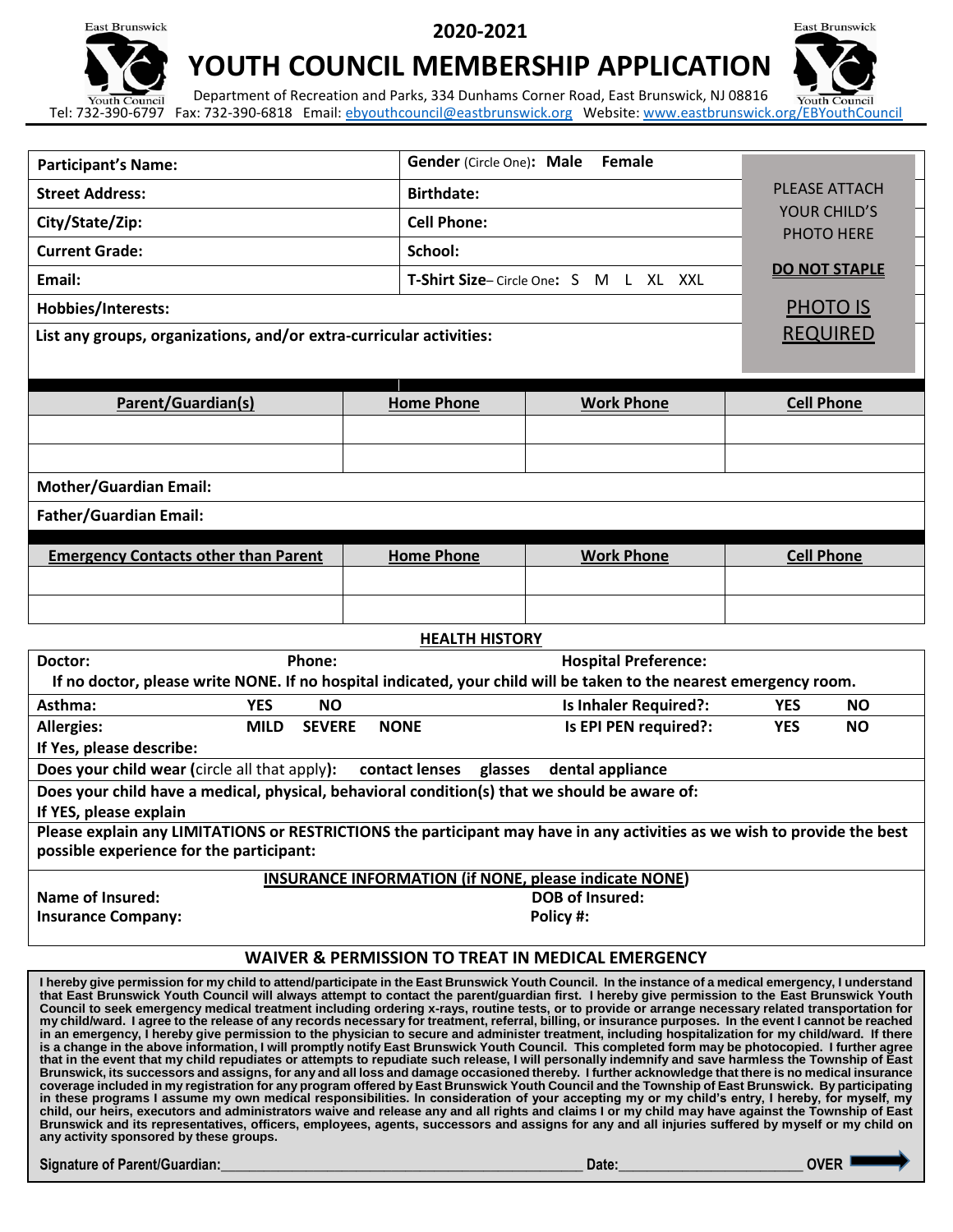**2020-2021**

# YOUTH COUNCIL MEMBERSHIP APPLICATION

Department of Recreation and Parks, 334 Dunhams Corner Road, East Brunswick, NJ 08816
Tel: 732-390-6797 Fax: 732-390-6818 Email: ebyouthcouncil@eastbrunswick.org Website: www.eastbrunswick.org/EBYouthCouncil

| | | |
|---|---|---|
| **Participant's Name:** | **Gender** (Circle One)**: Male Female** | PLEASE ATTACH YOUR CHILD'S PHOTO HERE<br>**DO NOT STAPLE**<br>PHOTO IS REQUIRED |
| **Street Address:** | **Birthdate:** | |
| **City/State/Zip:** | **Cell Phone:** | |
| **Current Grade:** | **School:** | |
| **Email:** | **T-Shirt Size**– Circle One**:** S M L XL XXL | |
| **Hobbies/Interests:** | | |
| **List any groups, organizations, and/or extra-curricular activities:** | | |

| Parent/Guardian(s) | Home Phone | Work Phone | Cell Phone |
|---|---|---|---|
| | | | |
| | | | |

**Mother/Guardian Email:**

**Father/Guardian Email:**

| Emergency Contacts other than Parent | Home Phone | Work Phone | Cell Phone |
|---|---|---|---|
| | | | |
| | | | |

## HEALTH HISTORY

**Doctor:** **Phone:** **Hospital Preference:**

**If no doctor, please write NONE. If no hospital indicated, your child will be taken to the nearest emergency room.**

**Asthma:** **YES NO** **Is Inhaler Required?: YES NO**

**Allergies:** **MILD SEVERE NONE** **Is EPI PEN required?: YES NO**

**If Yes, please describe:**

**Does your child wear (**circle all that apply**): contact lenses glasses dental appliance**

**Does your child have a medical, physical, behavioral condition(s) that we should be aware of:**

**If YES, please explain**

**Please explain any LIMITATIONS or RESTRICTIONS the participant may have in any activities as we wish to provide the best possible experience for the participant:**

## INSURANCE INFORMATION (if NONE, please indicate NONE)

**Name of Insured:** **DOB of Insured:**

**Insurance Company:** **Policy #:**

## WAIVER & PERMISSION TO TREAT IN MEDICAL EMERGENCY

**I hereby give permission for my child to attend/participate in the East Brunswick Youth Council. In the instance of a medical emergency, I understand that East Brunswick Youth Council will always attempt to contact the parent/guardian first. I hereby give permission to the East Brunswick Youth Council to seek emergency medical treatment including ordering x-rays, routine tests, or to provide or arrange necessary related transportation for my child/ward. I agree to the release of any records necessary for treatment, referral, billing, or insurance purposes. In the event I cannot be reached in an emergency, I hereby give permission to the physician to secure and administer treatment, including hospitalization for my child/ward. If there is a change in the above information, I will promptly notify East Brunswick Youth Council. This completed form may be photocopied. I further agree that in the event that my child repudiates or attempts to repudiate such release, I will personally indemnify and save harmless the Township of East Brunswick, its successors and assigns, for any and all loss and damage occasioned thereby. I further acknowledge that there is no medical insurance coverage included in my registration for any program offered by East Brunswick Youth Council and the Township of East Brunswick. By participating in these programs I assume my own medical responsibilities. In consideration of your accepting my or my child's entry, I hereby, for myself, my child, our heirs, executors and administrators waive and release any and all rights and claims I or my child may have against the Township of East Brunswick and its representatives, officers, employees, agents, successors and assigns for any and all injuries suffered by myself or my child on any activity sponsored by these groups.**

**Signature of Parent/Guardian:**\_\_\_\_\_\_\_\_\_\_\_\_\_\_\_\_\_\_\_\_\_\_\_\_\_\_\_\_\_\_\_\_\_\_\_\_\_\_\_\_ **Date:**\_\_\_\_\_\_\_\_\_\_\_\_\_\_\_\_\_\_\_\_ **OVER**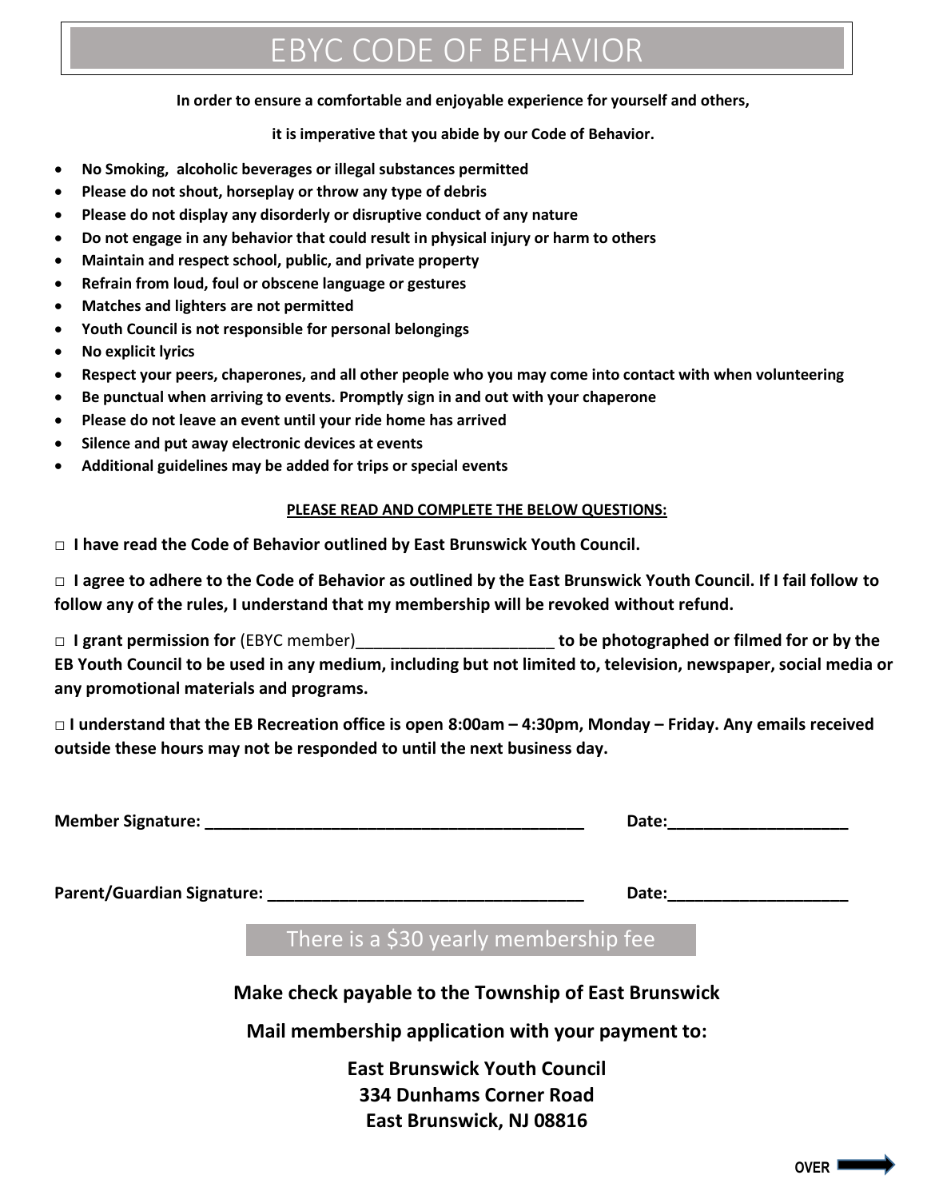# EBYC CODE OF BEHAVIOR

**In order to ensure a comfortable and enjoyable experience for yourself and others,**

**it is imperative that you abide by our Code of Behavior.**

- **No Smoking, alcoholic beverages or illegal substances permitted**
- **Please do not shout, horseplay or throw any type of debris**
- **Please do not display any disorderly or disruptive conduct of any nature**
- **Do not engage in any behavior that could result in physical injury or harm to others**
- **Maintain and respect school, public, and private property**
- **Refrain from loud, foul or obscene language or gestures**
- **Matches and lighters are not permitted**
- **Youth Council is not responsible for personal belongings**
- **No explicit lyrics**
- **Respect your peers, chaperones, and all other people who you may come into contact with when volunteering**
- **Be punctual when arriving to events. Promptly sign in and out with your chaperone**
- **Please do not leave an event until your ride home has arrived**
- **Silence and put away electronic devices at events**
- **Additional guidelines may be added for trips or special events**

**PLEASE READ AND COMPLETE THE BELOW QUESTIONS:**

□ **I have read the Code of Behavior outlined by East Brunswick Youth Council.**

□ **I agree to adhere to the Code of Behavior as outlined by the East Brunswick Youth Council. If I fail follow to follow any of the rules, I understand that my membership will be revoked without refund.**

□ **I grant permission for** (EBYC member)______________________ **to be photographed or filmed for or by the EB Youth Council to be used in any medium, including but not limited to, television, newspaper, social media or any promotional materials and programs.**

□ **I understand that the EB Recreation office is open 8:00am – 4:30pm, Monday – Friday. Any emails received outside these hours may not be responded to until the next business day.**

**Member Signature:** _____________________________________________ **Date:**____________________

**Parent/Guardian Signature:** _____________________________________ **Date:**____________________

There is a $30 yearly membership fee

**Make check payable to the Township of East Brunswick**

**Mail membership application with your payment to:**

**East Brunswick Youth Council**
**334 Dunhams Corner Road**
**East Brunswick, NJ 08816**

**OVER** →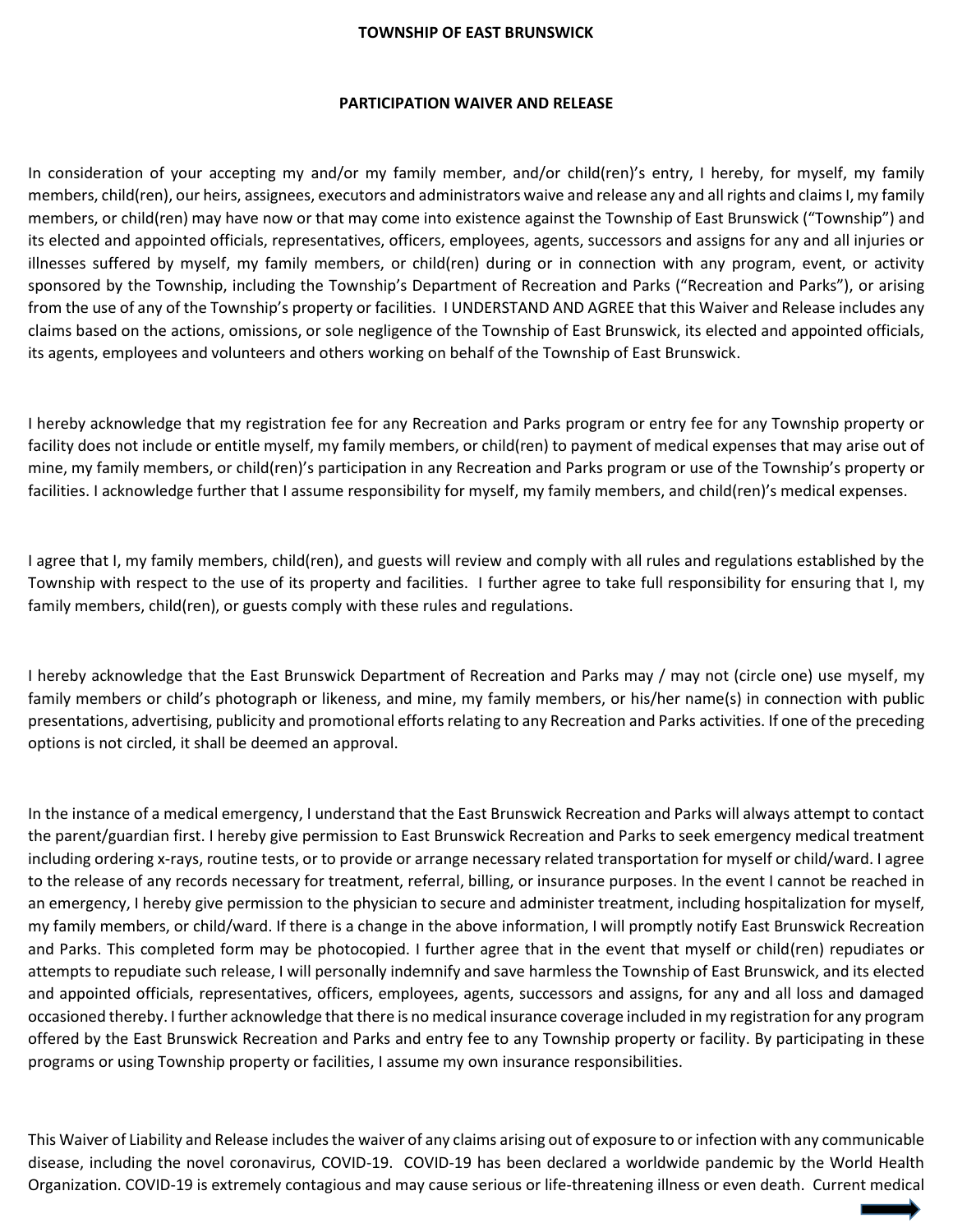**TOWNSHIP OF EAST BRUNSWICK**

**PARTICIPATION WAIVER AND RELEASE**

In consideration of your accepting my and/or my family member, and/or child(ren)'s entry, I hereby, for myself, my family members, child(ren), our heirs, assignees, executors and administrators waive and release any and all rights and claims I, my family members, or child(ren) may have now or that may come into existence against the Township of East Brunswick ("Township") and its elected and appointed officials, representatives, officers, employees, agents, successors and assigns for any and all injuries or illnesses suffered by myself, my family members, or child(ren) during or in connection with any program, event, or activity sponsored by the Township, including the Township's Department of Recreation and Parks ("Recreation and Parks"), or arising from the use of any of the Township's property or facilities. I UNDERSTAND AND AGREE that this Waiver and Release includes any claims based on the actions, omissions, or sole negligence of the Township of East Brunswick, its elected and appointed officials, its agents, employees and volunteers and others working on behalf of the Township of East Brunswick.

I hereby acknowledge that my registration fee for any Recreation and Parks program or entry fee for any Township property or facility does not include or entitle myself, my family members, or child(ren) to payment of medical expenses that may arise out of mine, my family members, or child(ren)'s participation in any Recreation and Parks program or use of the Township's property or facilities. I acknowledge further that I assume responsibility for myself, my family members, and child(ren)'s medical expenses.

I agree that I, my family members, child(ren), and guests will review and comply with all rules and regulations established by the Township with respect to the use of its property and facilities. I further agree to take full responsibility for ensuring that I, my family members, child(ren), or guests comply with these rules and regulations.

I hereby acknowledge that the East Brunswick Department of Recreation and Parks may / may not (circle one) use myself, my family members or child's photograph or likeness, and mine, my family members, or his/her name(s) in connection with public presentations, advertising, publicity and promotional efforts relating to any Recreation and Parks activities. If one of the preceding options is not circled, it shall be deemed an approval.

In the instance of a medical emergency, I understand that the East Brunswick Recreation and Parks will always attempt to contact the parent/guardian first. I hereby give permission to East Brunswick Recreation and Parks to seek emergency medical treatment including ordering x-rays, routine tests, or to provide or arrange necessary related transportation for myself or child/ward. I agree to the release of any records necessary for treatment, referral, billing, or insurance purposes. In the event I cannot be reached in an emergency, I hereby give permission to the physician to secure and administer treatment, including hospitalization for myself, my family members, or child/ward. If there is a change in the above information, I will promptly notify East Brunswick Recreation and Parks. This completed form may be photocopied. I further agree that in the event that myself or child(ren) repudiates or attempts to repudiate such release, I will personally indemnify and save harmless the Township of East Brunswick, and its elected and appointed officials, representatives, officers, employees, agents, successors and assigns, for any and all loss and damaged occasioned thereby. I further acknowledge that there is no medical insurance coverage included in my registration for any program offered by the East Brunswick Recreation and Parks and entry fee to any Township property or facility. By participating in these programs or using Township property or facilities, I assume my own insurance responsibilities.

This Waiver of Liability and Release includes the waiver of any claims arising out of exposure to or infection with any communicable disease, including the novel coronavirus, COVID-19. COVID-19 has been declared a worldwide pandemic by the World Health Organization. COVID-19 is extremely contagious and may cause serious or life-threatening illness or even death. Current medical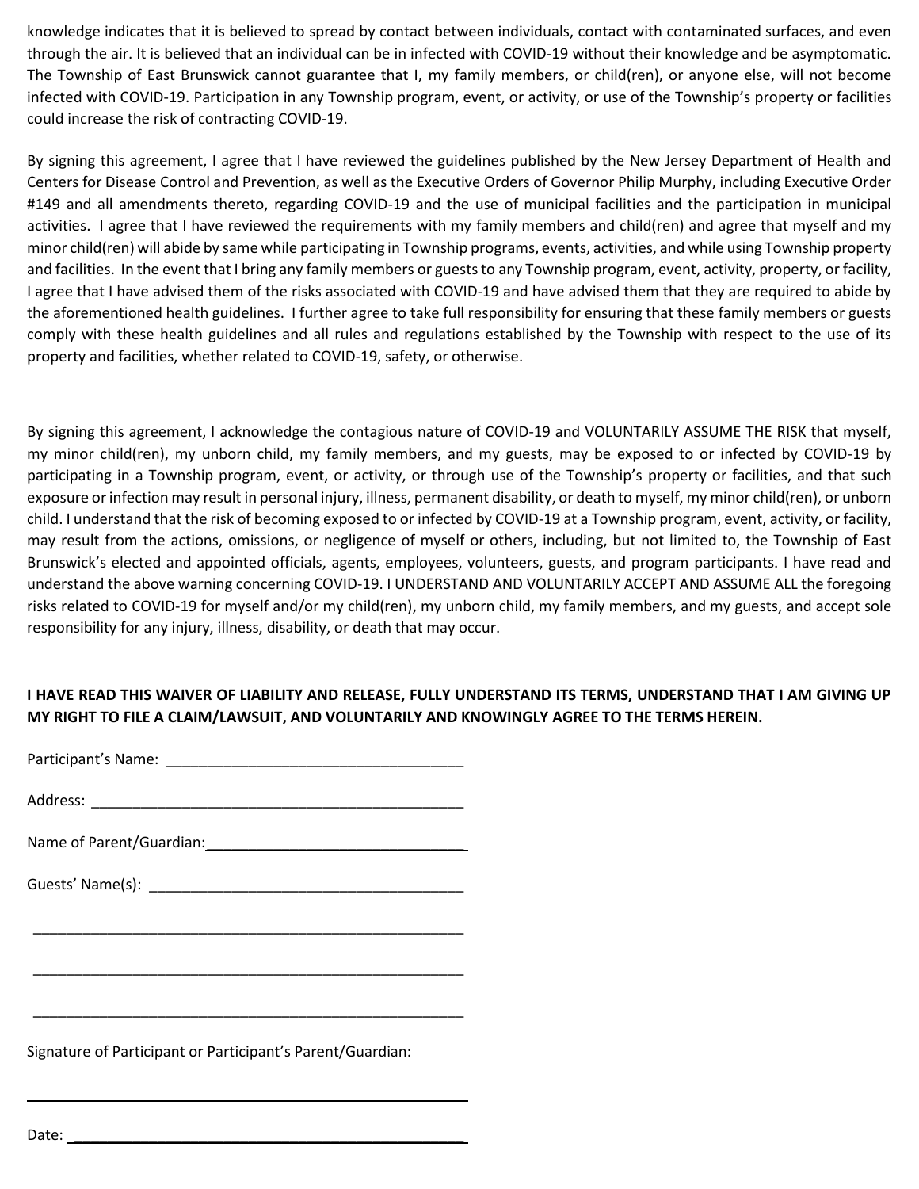knowledge indicates that it is believed to spread by contact between individuals, contact with contaminated surfaces, and even through the air. It is believed that an individual can be in infected with COVID-19 without their knowledge and be asymptomatic. The Township of East Brunswick cannot guarantee that I, my family members, or child(ren), or anyone else, will not become infected with COVID-19. Participation in any Township program, event, or activity, or use of the Township's property or facilities could increase the risk of contracting COVID-19.

By signing this agreement, I agree that I have reviewed the guidelines published by the New Jersey Department of Health and Centers for Disease Control and Prevention, as well as the Executive Orders of Governor Philip Murphy, including Executive Order #149 and all amendments thereto, regarding COVID-19 and the use of municipal facilities and the participation in municipal activities. I agree that I have reviewed the requirements with my family members and child(ren) and agree that myself and my minor child(ren) will abide by same while participating in Township programs, events, activities, and while using Township property and facilities. In the event that I bring any family members or guests to any Township program, event, activity, property, or facility, I agree that I have advised them of the risks associated with COVID-19 and have advised them that they are required to abide by the aforementioned health guidelines. I further agree to take full responsibility for ensuring that these family members or guests comply with these health guidelines and all rules and regulations established by the Township with respect to the use of its property and facilities, whether related to COVID-19, safety, or otherwise.

By signing this agreement, I acknowledge the contagious nature of COVID-19 and VOLUNTARILY ASSUME THE RISK that myself, my minor child(ren), my unborn child, my family members, and my guests, may be exposed to or infected by COVID-19 by participating in a Township program, event, or activity, or through use of the Township's property or facilities, and that such exposure or infection may result in personal injury, illness, permanent disability, or death to myself, my minor child(ren), or unborn child. I understand that the risk of becoming exposed to or infected by COVID-19 at a Township program, event, activity, or facility, may result from the actions, omissions, or negligence of myself or others, including, but not limited to, the Township of East Brunswick's elected and appointed officials, agents, employees, volunteers, guests, and program participants. I have read and understand the above warning concerning COVID-19. I UNDERSTAND AND VOLUNTARILY ACCEPT AND ASSUME ALL the foregoing risks related to COVID-19 for myself and/or my child(ren), my unborn child, my family members, and my guests, and accept sole responsibility for any injury, illness, disability, or death that may occur.

**I HAVE READ THIS WAIVER OF LIABILITY AND RELEASE, FULLY UNDERSTAND ITS TERMS, UNDERSTAND THAT I AM GIVING UP MY RIGHT TO FILE A CLAIM/LAWSUIT, AND VOLUNTARILY AND KNOWINGLY AGREE TO THE TERMS HEREIN.**

Participant's Name: ____________________________________

Address: ______________________________________________

Name of Parent/Guardian:________________________________

Guests' Name(s): _______________________________________

_____________________________________________________

_____________________________________________________

_____________________________________________________

Signature of Participant or Participant's Parent/Guardian:

_____________________________________________________

Date: _________________________________________________